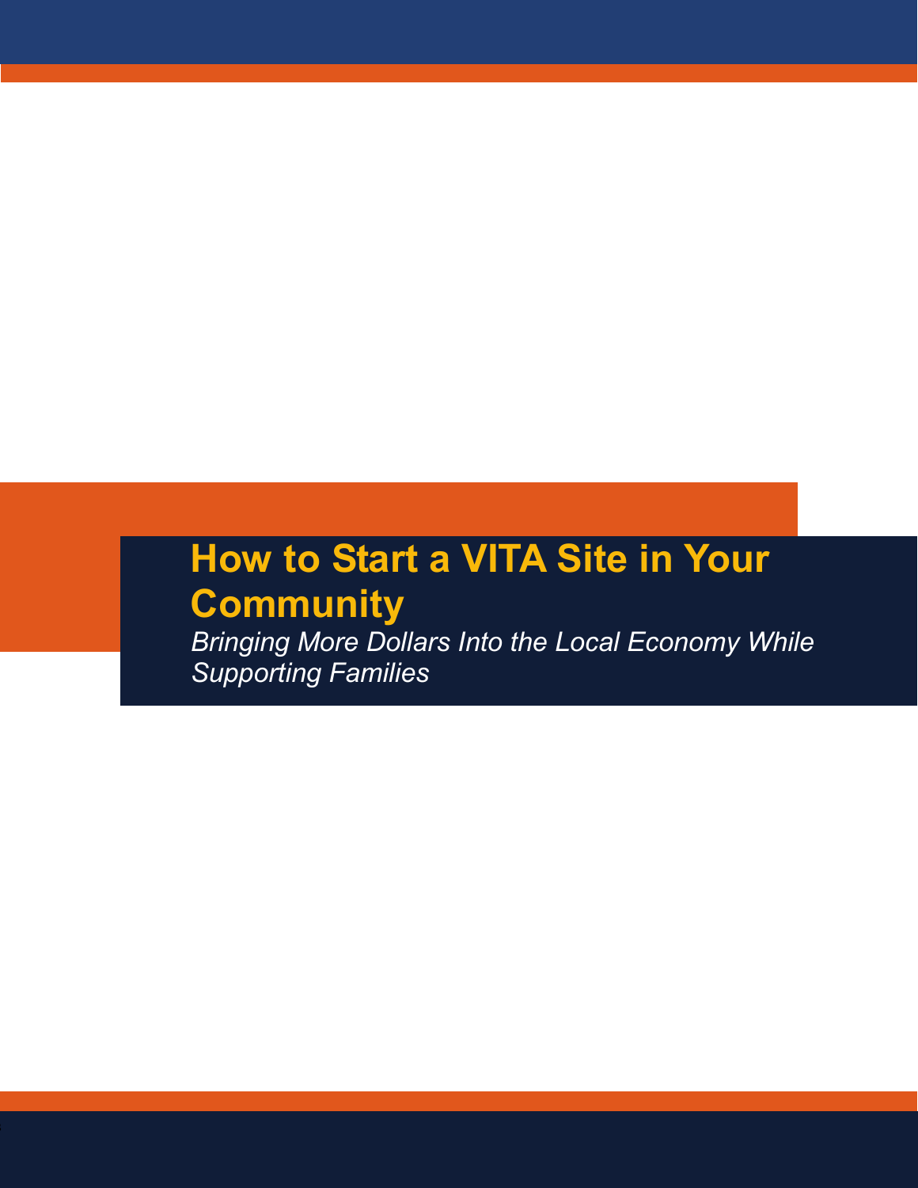# How to Start a VITA Site in Your Community

*Bringing More Dollars Into the Local Economy While Supporting Families*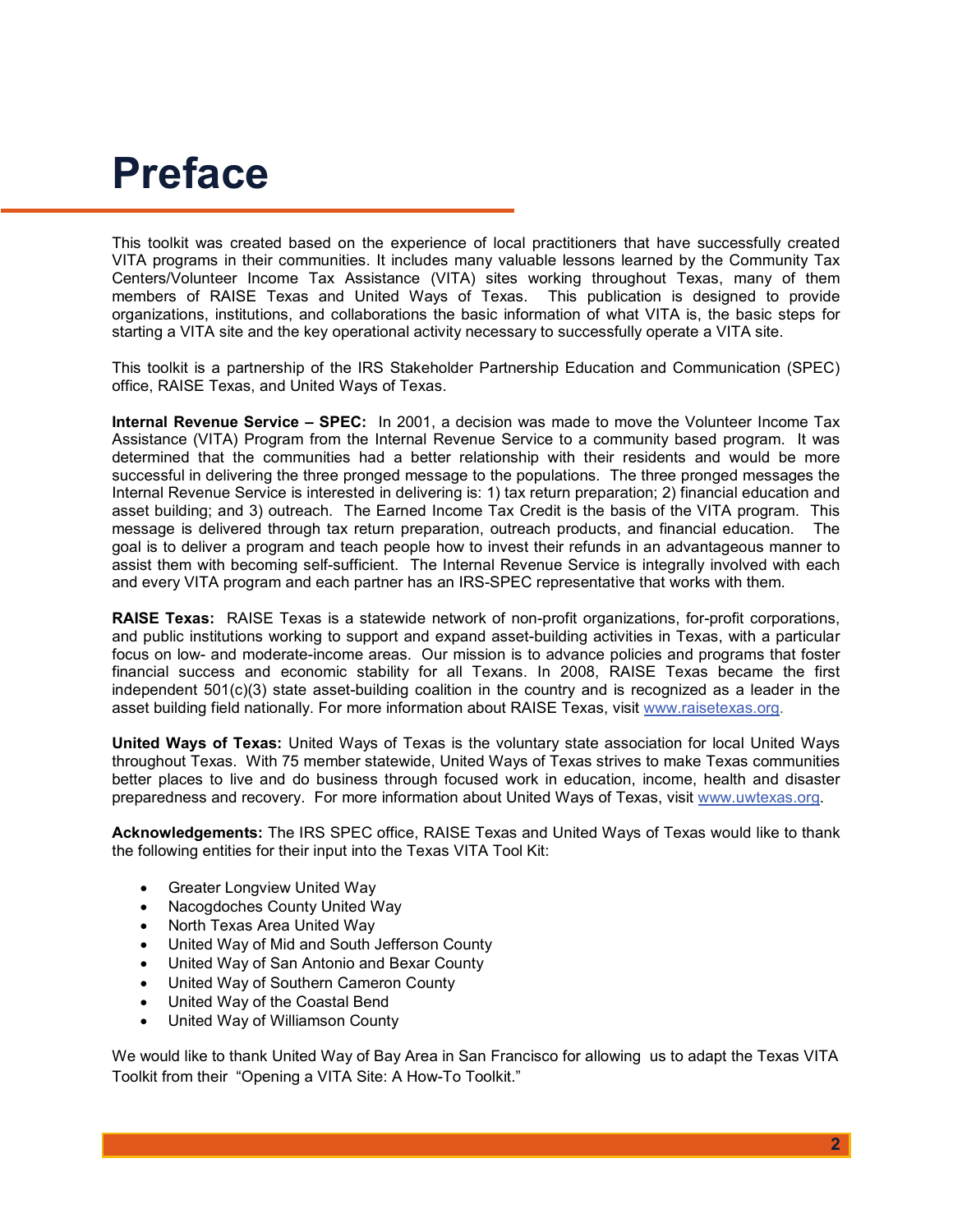# Preface

This toolkit was created based on the experience of local practitioners that have successfully created VITA programs in their communities. It includes many valuable lessons learned by the Community Tax Centers/Volunteer Income Tax Assistance (VITA) sites working throughout Texas, many of them members of RAISE Texas and United Ways of Texas. This publication is designed to provide organizations, institutions, and collaborations the basic information of what VITA is, the basic steps for starting a VITA site and the key operational activity necessary to successfully operate a VITA site.

This toolkit is a partnership of the IRS Stakeholder Partnership Education and Communication (SPEC) office, RAISE Texas, and United Ways of Texas.

**Internal Revenue Service – SPEC:** In 2001, a decision was made to move the Volunteer Income Tax Assistance (VITA) Program from the Internal Revenue Service to a community based program. It was determined that the communities had a better relationship with their residents and would be more successful in delivering the three pronged message to the populations. The three pronged messages the Internal Revenue Service is interested in delivering is: 1) tax return preparation; 2) financial education and asset building; and 3) outreach. The Earned Income Tax Credit is the basis of the VITA program. This message is delivered through tax return preparation, outreach products, and financial education. The goal is to deliver a program and teach people how to invest their refunds in an advantageous manner to assist them with becoming self-sufficient. The Internal Revenue Service is integrally involved with each and every VITA program and each partner has an IRS-SPEC representative that works with them.

**RAISE Texas:** RAISE Texas is a statewide network of non-profit organizations, for-profit corporations, and public institutions working to support and expand asset-building activities in Texas, with a particular focus on low- and moderate-income areas. Our mission is to advance policies and programs that foster financial success and economic stability for all Texans. In 2008, RAISE Texas became the first independent 501(c)(3) state asset-building coalition in the country and is recognized as a leader in the asset building field nationally. For more information about RAISE Texas, visit www.raisetexas.org.

**United Ways of Texas:** United Ways of Texas is the voluntary state association for local United Ways throughout Texas. With 75 member statewide, United Ways of Texas strives to make Texas communities better places to live and do business through focused work in education, income, health and disaster preparedness and recovery. For more information about United Ways of Texas, visit www.uwtexas.org.

**Acknowledgements:** The IRS SPEC office, RAISE Texas and United Ways of Texas would like to thank the following entities for their input into the Texas VITA Tool Kit:

- Greater Longview United Way
- Nacogdoches County United Way
- North Texas Area United Way
- United Way of Mid and South Jefferson County
- United Way of San Antonio and Bexar County
- United Way of Southern Cameron County
- United Way of the Coastal Bend
- United Way of Williamson County

We would like to thank United Way of Bay Area in San Francisco for allowing us to adapt the Texas VITA Toolkit from their "Opening a VITA Site: A How-To Toolkit."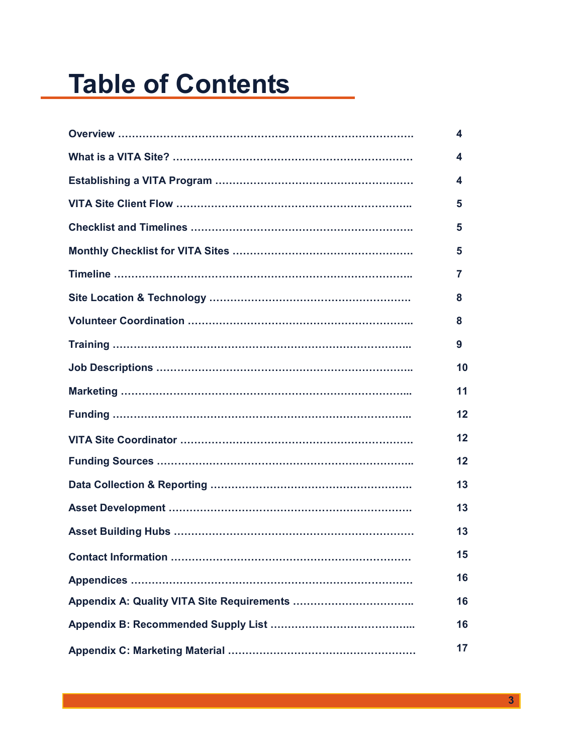# Table of Contents

| | |
|---|---|
| **Overview** | **4** |
| **What is a VITA Site?** | **4** |
| **Establishing a VITA Program** | **4** |
| **VITA Site Client Flow** | **5** |
| **Checklist and Timelines** | **5** |
| **Monthly Checklist for VITA Sites** | **5** |
| **Timeline** | **7** |
| **Site Location & Technology** | **8** |
| **Volunteer Coordination** | **8** |
| **Training** | **9** |
| **Job Descriptions** | **10** |
| **Marketing** | **11** |
| **Funding** | **12** |
| **VITA Site Coordinator** | **12** |
| **Funding Sources** | **12** |
| **Data Collection & Reporting** | **13** |
| **Asset Development** | **13** |
| **Asset Building Hubs** | **13** |
| **Contact Information** | **15** |
| **Appendices** | **16** |
| **Appendix A: Quality VITA Site Requirements** | **16** |
| **Appendix B: Recommended Supply List** | **16** |
| **Appendix C: Marketing Material** | **17** |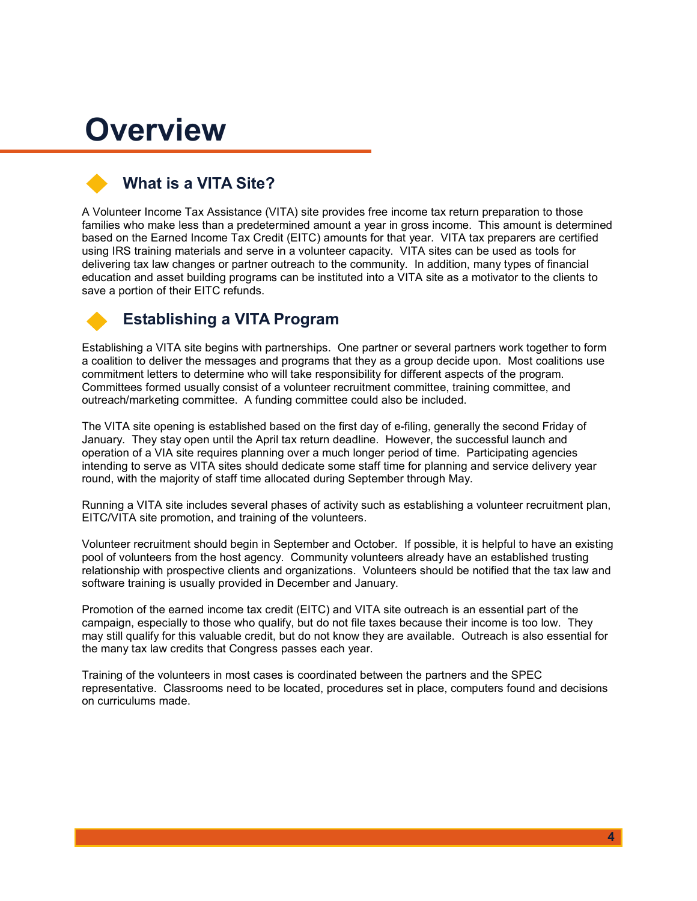# Overview

## What is a VITA Site?

A Volunteer Income Tax Assistance (VITA) site provides free income tax return preparation to those families who make less than a predetermined amount a year in gross income. This amount is determined based on the Earned Income Tax Credit (EITC) amounts for that year. VITA tax preparers are certified using IRS training materials and serve in a volunteer capacity. VITA sites can be used as tools for delivering tax law changes or partner outreach to the community. In addition, many types of financial education and asset building programs can be instituted into a VITA site as a motivator to the clients to save a portion of their EITC refunds.

## Establishing a VITA Program

Establishing a VITA site begins with partnerships. One partner or several partners work together to form a coalition to deliver the messages and programs that they as a group decide upon. Most coalitions use commitment letters to determine who will take responsibility for different aspects of the program. Committees formed usually consist of a volunteer recruitment committee, training committee, and outreach/marketing committee. A funding committee could also be included.

The VITA site opening is established based on the first day of e-filing, generally the second Friday of January. They stay open until the April tax return deadline. However, the successful launch and operation of a VIA site requires planning over a much longer period of time. Participating agencies intending to serve as VITA sites should dedicate some staff time for planning and service delivery year round, with the majority of staff time allocated during September through May.

Running a VITA site includes several phases of activity such as establishing a volunteer recruitment plan, EITC/VITA site promotion, and training of the volunteers.

Volunteer recruitment should begin in September and October. If possible, it is helpful to have an existing pool of volunteers from the host agency. Community volunteers already have an established trusting relationship with prospective clients and organizations. Volunteers should be notified that the tax law and software training is usually provided in December and January.

Promotion of the earned income tax credit (EITC) and VITA site outreach is an essential part of the campaign, especially to those who qualify, but do not file taxes because their income is too low. They may still qualify for this valuable credit, but do not know they are available. Outreach is also essential for the many tax law credits that Congress passes each year.

Training of the volunteers in most cases is coordinated between the partners and the SPEC representative. Classrooms need to be located, procedures set in place, computers found and decisions on curriculums made.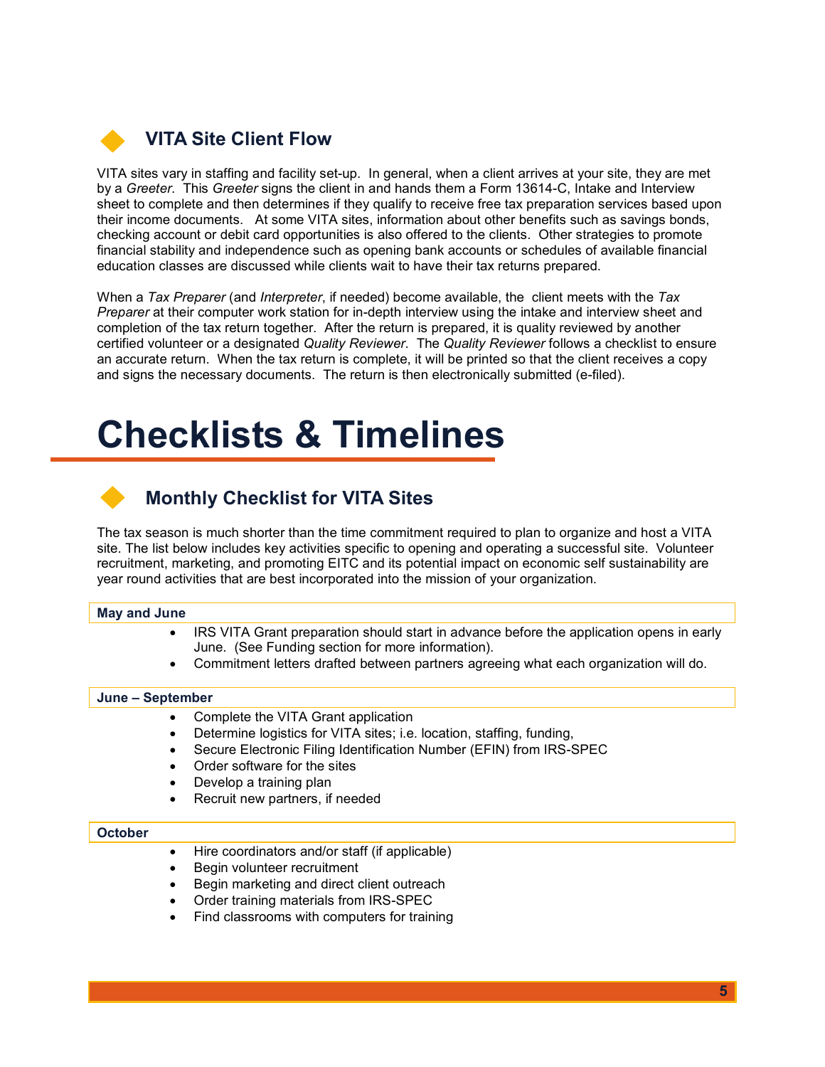## VITA Site Client Flow

VITA sites vary in staffing and facility set-up. In general, when a client arrives at your site, they are met by a *Greeter*. This *Greeter* signs the client in and hands them a Form 13614-C, Intake and Interview sheet to complete and then determines if they qualify to receive free tax preparation services based upon their income documents. At some VITA sites, information about other benefits such as savings bonds, checking account or debit card opportunities is also offered to the clients. Other strategies to promote financial stability and independence such as opening bank accounts or schedules of available financial education classes are discussed while clients wait to have their tax returns prepared.

When a *Tax Preparer* (and *Interpreter*, if needed) become available, the client meets with the *Tax Preparer* at their computer work station for in-depth interview using the intake and interview sheet and completion of the tax return together. After the return is prepared, it is quality reviewed by another certified volunteer or a designated *Quality Reviewer*. The *Quality Reviewer* follows a checklist to ensure an accurate return. When the tax return is complete, it will be printed so that the client receives a copy and signs the necessary documents. The return is then electronically submitted (e-filed).

# Checklists & Timelines

## Monthly Checklist for VITA Sites

The tax season is much shorter than the time commitment required to plan to organize and host a VITA site. The list below includes key activities specific to opening and operating a successful site. Volunteer recruitment, marketing, and promoting EITC and its potential impact on economic self sustainability are year round activities that are best incorporated into the mission of your organization.

**May and June**

- IRS VITA Grant preparation should start in advance before the application opens in early June. (See Funding section for more information).
- Commitment letters drafted between partners agreeing what each organization will do.

**June – September**

- Complete the VITA Grant application
- Determine logistics for VITA sites; i.e. location, staffing, funding,
- Secure Electronic Filing Identification Number (EFIN) from IRS-SPEC
- Order software for the sites
- Develop a training plan
- Recruit new partners, if needed

**October**

- Hire coordinators and/or staff (if applicable)
- Begin volunteer recruitment
- Begin marketing and direct client outreach
- Order training materials from IRS-SPEC
- Find classrooms with computers for training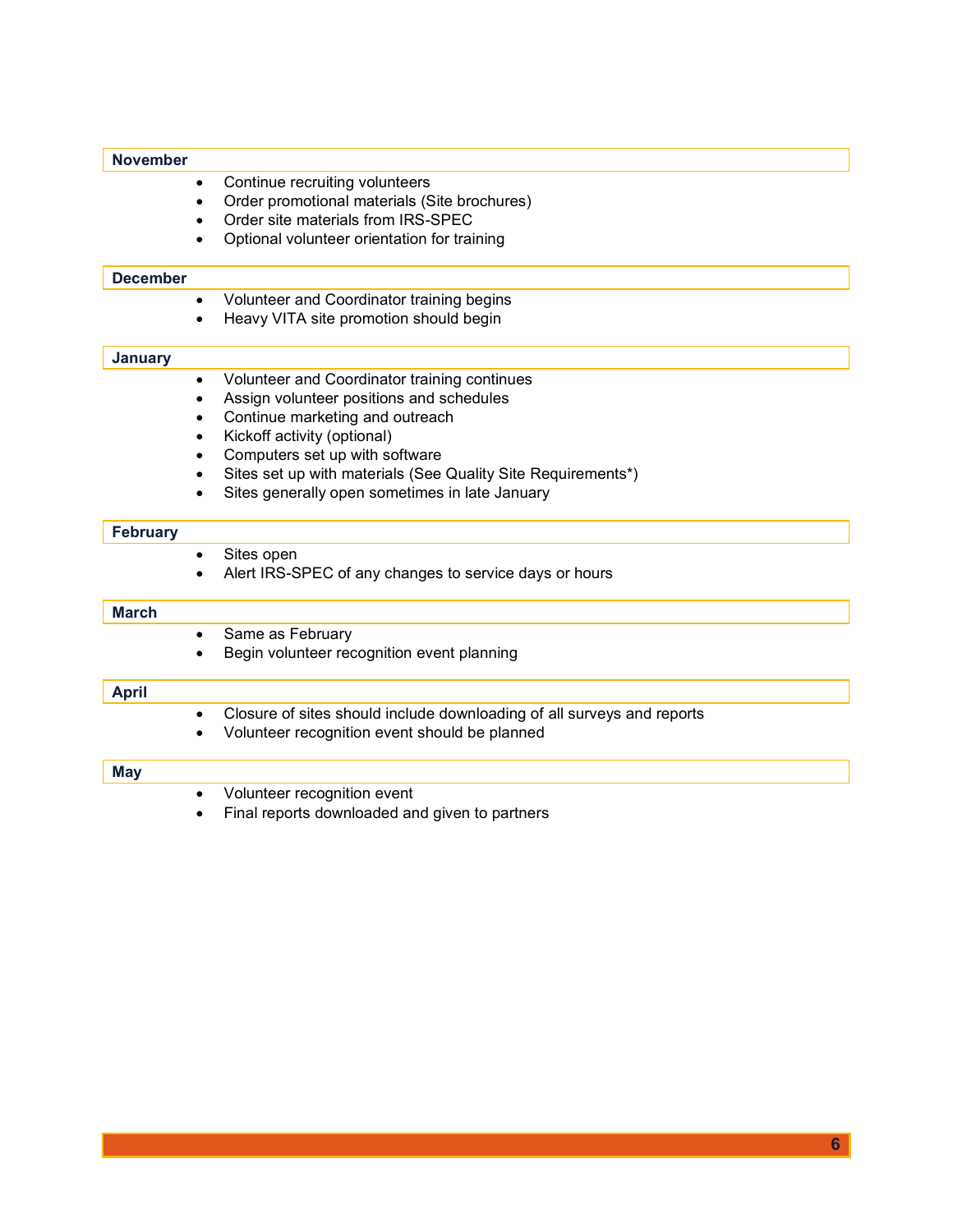**November**

- Continue recruiting volunteers
- Order promotional materials (Site brochures)
- Order site materials from IRS-SPEC
- Optional volunteer orientation for training

**December**

- Volunteer and Coordinator training begins
- Heavy VITA site promotion should begin

**January**

- Volunteer and Coordinator training continues
- Assign volunteer positions and schedules
- Continue marketing and outreach
- Kickoff activity (optional)
- Computers set up with software
- Sites set up with materials (See Quality Site Requirements*)
- Sites generally open sometimes in late January

**February**

- Sites open
- Alert IRS-SPEC of any changes to service days or hours

**March**

- Same as February
- Begin volunteer recognition event planning

**April**

- Closure of sites should include downloading of all surveys and reports
- Volunteer recognition event should be planned

**May**

- Volunteer recognition event
- Final reports downloaded and given to partners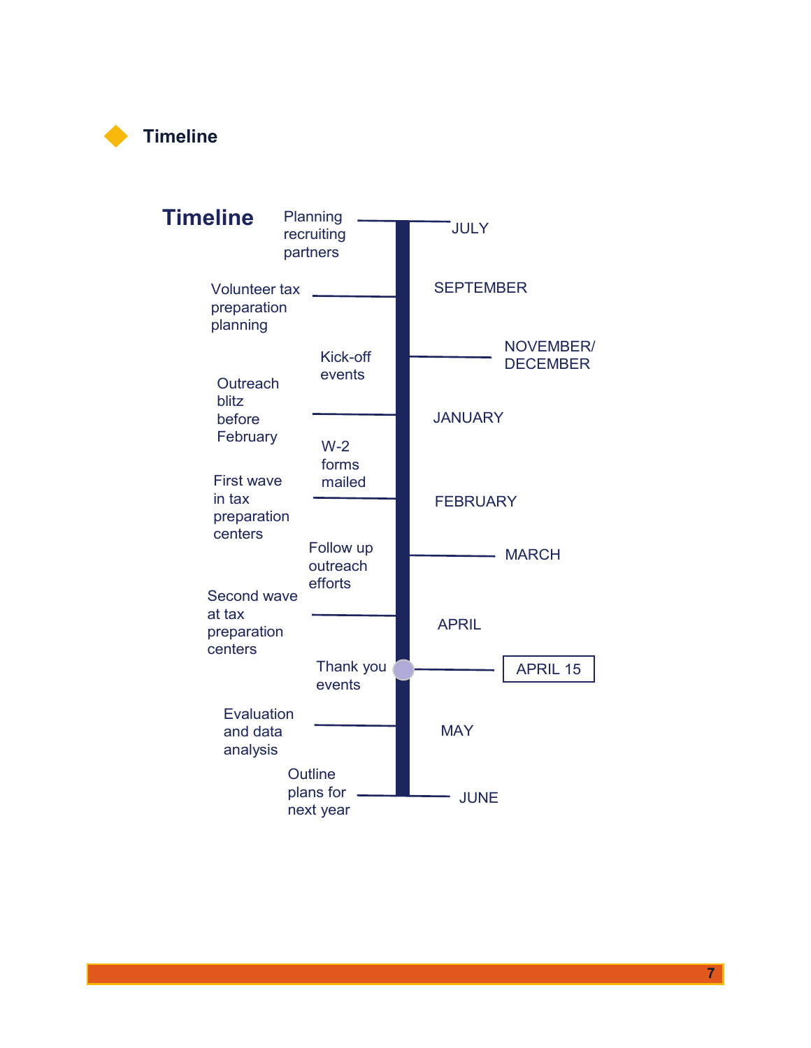## Timeline

### Timeline

| Activity | Month |
| --- | --- |
| Planning recruiting partners | JULY |
| Volunteer tax preparation planning | SEPTEMBER |
| Kick-off events | NOVEMBER/ DECEMBER |
| Outreach blitz before February | JANUARY |
| W-2 forms mailed | |
| First wave in tax preparation centers | FEBRUARY |
| Follow up outreach efforts | MARCH |
| Second wave at tax preparation centers | APRIL |
| Thank you events | APRIL 15 |
| Evaluation and data analysis | MAY |
| Outline plans for next year | JUNE |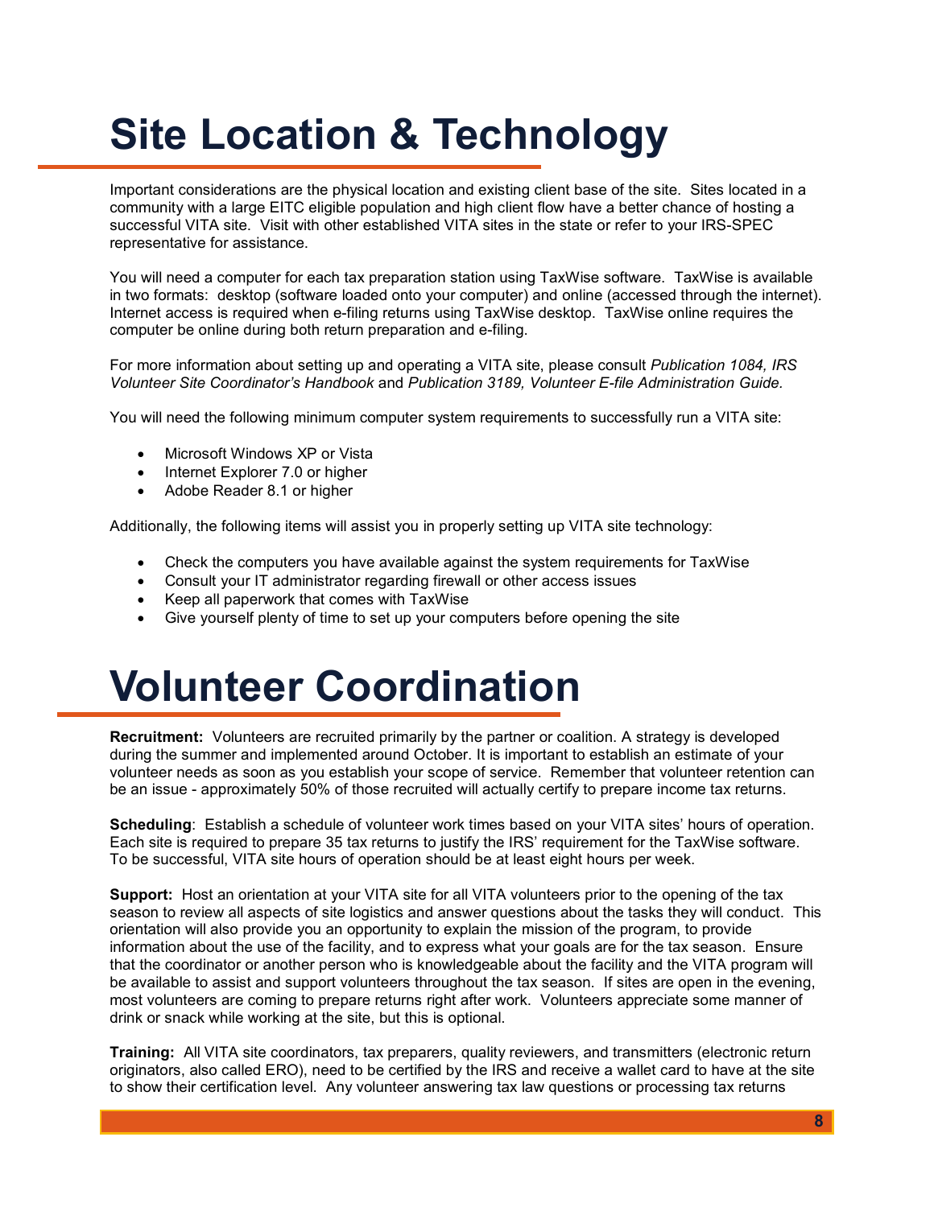# Site Location & Technology

Important considerations are the physical location and existing client base of the site. Sites located in a community with a large EITC eligible population and high client flow have a better chance of hosting a successful VITA site. Visit with other established VITA sites in the state or refer to your IRS-SPEC representative for assistance.

You will need a computer for each tax preparation station using TaxWise software. TaxWise is available in two formats: desktop (software loaded onto your computer) and online (accessed through the internet). Internet access is required when e-filing returns using TaxWise desktop. TaxWise online requires the computer be online during both return preparation and e-filing.

For more information about setting up and operating a VITA site, please consult *Publication 1084, IRS Volunteer Site Coordinator's Handbook* and *Publication 3189, Volunteer E-file Administration Guide.*

You will need the following minimum computer system requirements to successfully run a VITA site:

- Microsoft Windows XP or Vista
- Internet Explorer 7.0 or higher
- Adobe Reader 8.1 or higher

Additionally, the following items will assist you in properly setting up VITA site technology:

- Check the computers you have available against the system requirements for TaxWise
- Consult your IT administrator regarding firewall or other access issues
- Keep all paperwork that comes with TaxWise
- Give yourself plenty of time to set up your computers before opening the site

# Volunteer Coordination

**Recruitment:** Volunteers are recruited primarily by the partner or coalition. A strategy is developed during the summer and implemented around October. It is important to establish an estimate of your volunteer needs as soon as you establish your scope of service. Remember that volunteer retention can be an issue - approximately 50% of those recruited will actually certify to prepare income tax returns.

**Scheduling**: Establish a schedule of volunteer work times based on your VITA sites' hours of operation. Each site is required to prepare 35 tax returns to justify the IRS' requirement for the TaxWise software. To be successful, VITA site hours of operation should be at least eight hours per week.

**Support:** Host an orientation at your VITA site for all VITA volunteers prior to the opening of the tax season to review all aspects of site logistics and answer questions about the tasks they will conduct. This orientation will also provide you an opportunity to explain the mission of the program, to provide information about the use of the facility, and to express what your goals are for the tax season. Ensure that the coordinator or another person who is knowledgeable about the facility and the VITA program will be available to assist and support volunteers throughout the tax season. If sites are open in the evening, most volunteers are coming to prepare returns right after work. Volunteers appreciate some manner of drink or snack while working at the site, but this is optional.

**Training:** All VITA site coordinators, tax preparers, quality reviewers, and transmitters (electronic return originators, also called ERO), need to be certified by the IRS and receive a wallet card to have at the site to show their certification level. Any volunteer answering tax law questions or processing tax returns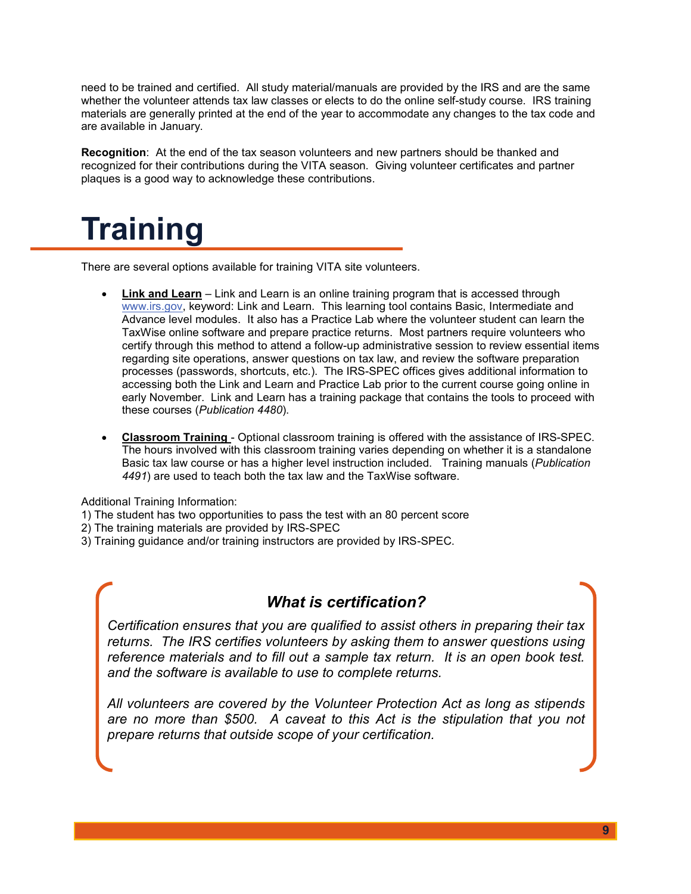need to be trained and certified. All study material/manuals are provided by the IRS and are the same whether the volunteer attends tax law classes or elects to do the online self-study course. IRS training materials are generally printed at the end of the year to accommodate any changes to the tax code and are available in January.

**Recognition**: At the end of the tax season volunteers and new partners should be thanked and recognized for their contributions during the VITA season. Giving volunteer certificates and partner plaques is a good way to acknowledge these contributions.

# Training

There are several options available for training VITA site volunteers.

- **Link and Learn** – Link and Learn is an online training program that is accessed through www.irs.gov, keyword: Link and Learn. This learning tool contains Basic, Intermediate and Advance level modules. It also has a Practice Lab where the volunteer student can learn the TaxWise online software and prepare practice returns. Most partners require volunteers who certify through this method to attend a follow-up administrative session to review essential items regarding site operations, answer questions on tax law, and review the software preparation processes (passwords, shortcuts, etc.). The IRS-SPEC offices gives additional information to accessing both the Link and Learn and Practice Lab prior to the current course going online in early November. Link and Learn has a training package that contains the tools to proceed with these courses (*Publication 4480*).

- **Classroom Training** - Optional classroom training is offered with the assistance of IRS-SPEC. The hours involved with this classroom training varies depending on whether it is a standalone Basic tax law course or has a higher level instruction included. Training manuals (*Publication 4491*) are used to teach both the tax law and the TaxWise software.

Additional Training Information:
1) The student has two opportunities to pass the test with an 80 percent score
2) The training materials are provided by IRS-SPEC
3) Training guidance and/or training instructors are provided by IRS-SPEC.

### *What is certification?*

*Certification ensures that you are qualified to assist others in preparing their tax returns. The IRS certifies volunteers by asking them to answer questions using reference materials and to fill out a sample tax return. It is an open book test. and the software is available to use to complete returns.*

*All volunteers are covered by the Volunteer Protection Act as long as stipends are no more than $500. A caveat to this Act is the stipulation that you not prepare returns that outside scope of your certification.*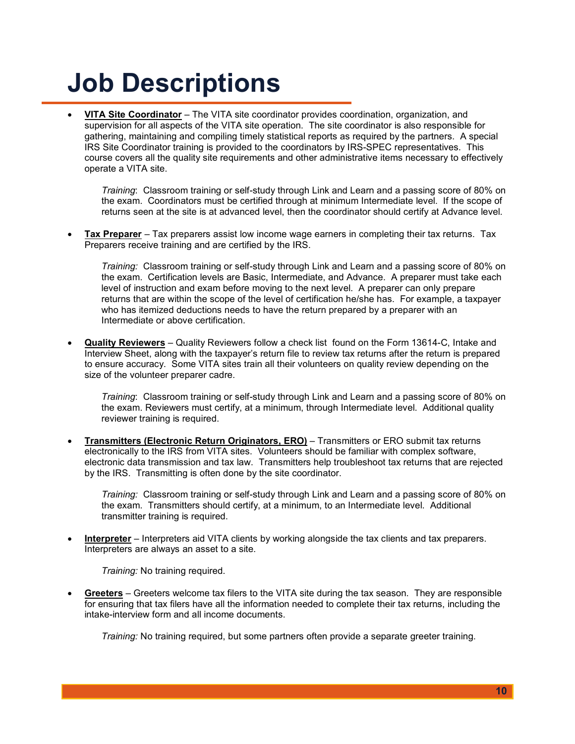# Job Descriptions

- **VITA Site Coordinator** – The VITA site coordinator provides coordination, organization, and supervision for all aspects of the VITA site operation. The site coordinator is also responsible for gathering, maintaining and compiling timely statistical reports as required by the partners. A special IRS Site Coordinator training is provided to the coordinators by IRS-SPEC representatives. This course covers all the quality site requirements and other administrative items necessary to effectively operate a VITA site.

  *Training*: Classroom training or self-study through Link and Learn and a passing score of 80% on the exam. Coordinators must be certified through at minimum Intermediate level. If the scope of returns seen at the site is at advanced level, then the coordinator should certify at Advance level.

- **Tax Preparer** – Tax preparers assist low income wage earners in completing their tax returns. Tax Preparers receive training and are certified by the IRS.

  *Training:* Classroom training or self-study through Link and Learn and a passing score of 80% on the exam. Certification levels are Basic, Intermediate, and Advance. A preparer must take each level of instruction and exam before moving to the next level. A preparer can only prepare returns that are within the scope of the level of certification he/she has. For example, a taxpayer who has itemized deductions needs to have the return prepared by a preparer with an Intermediate or above certification.

- **Quality Reviewers** – Quality Reviewers follow a check list found on the Form 13614-C, Intake and Interview Sheet, along with the taxpayer's return file to review tax returns after the return is prepared to ensure accuracy. Some VITA sites train all their volunteers on quality review depending on the size of the volunteer preparer cadre.

  *Training*: Classroom training or self-study through Link and Learn and a passing score of 80% on the exam. Reviewers must certify, at a minimum, through Intermediate level. Additional quality reviewer training is required.

- **Transmitters (Electronic Return Originators, ERO)** – Transmitters or ERO submit tax returns electronically to the IRS from VITA sites. Volunteers should be familiar with complex software, electronic data transmission and tax law. Transmitters help troubleshoot tax returns that are rejected by the IRS. Transmitting is often done by the site coordinator.

  *Training:* Classroom training or self-study through Link and Learn and a passing score of 80% on the exam. Transmitters should certify, at a minimum, to an Intermediate level. Additional transmitter training is required.

- **Interpreter** – Interpreters aid VITA clients by working alongside the tax clients and tax preparers. Interpreters are always an asset to a site.

  *Training:* No training required.

- **Greeters** – Greeters welcome tax filers to the VITA site during the tax season. They are responsible for ensuring that tax filers have all the information needed to complete their tax returns, including the intake-interview form and all income documents.

  *Training:* No training required, but some partners often provide a separate greeter training.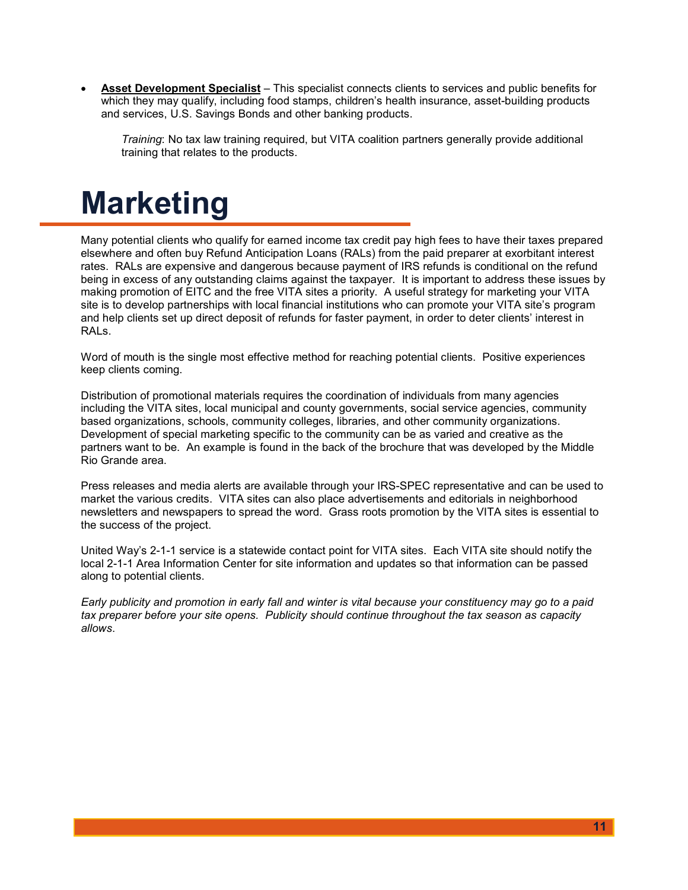- **Asset Development Specialist** – This specialist connects clients to services and public benefits for which they may qualify, including food stamps, children's health insurance, asset-building products and services, U.S. Savings Bonds and other banking products.

  *Training*: No tax law training required, but VITA coalition partners generally provide additional training that relates to the products.

# Marketing

Many potential clients who qualify for earned income tax credit pay high fees to have their taxes prepared elsewhere and often buy Refund Anticipation Loans (RALs) from the paid preparer at exorbitant interest rates. RALs are expensive and dangerous because payment of IRS refunds is conditional on the refund being in excess of any outstanding claims against the taxpayer. It is important to address these issues by making promotion of EITC and the free VITA sites a priority. A useful strategy for marketing your VITA site is to develop partnerships with local financial institutions who can promote your VITA site's program and help clients set up direct deposit of refunds for faster payment, in order to deter clients' interest in RALs.

Word of mouth is the single most effective method for reaching potential clients. Positive experiences keep clients coming.

Distribution of promotional materials requires the coordination of individuals from many agencies including the VITA sites, local municipal and county governments, social service agencies, community based organizations, schools, community colleges, libraries, and other community organizations. Development of special marketing specific to the community can be as varied and creative as the partners want to be. An example is found in the back of the brochure that was developed by the Middle Rio Grande area.

Press releases and media alerts are available through your IRS-SPEC representative and can be used to market the various credits. VITA sites can also place advertisements and editorials in neighborhood newsletters and newspapers to spread the word. Grass roots promotion by the VITA sites is essential to the success of the project.

United Way's 2-1-1 service is a statewide contact point for VITA sites. Each VITA site should notify the local 2-1-1 Area Information Center for site information and updates so that information can be passed along to potential clients.

*Early publicity and promotion in early fall and winter is vital because your constituency may go to a paid tax preparer before your site opens. Publicity should continue throughout the tax season as capacity allows*.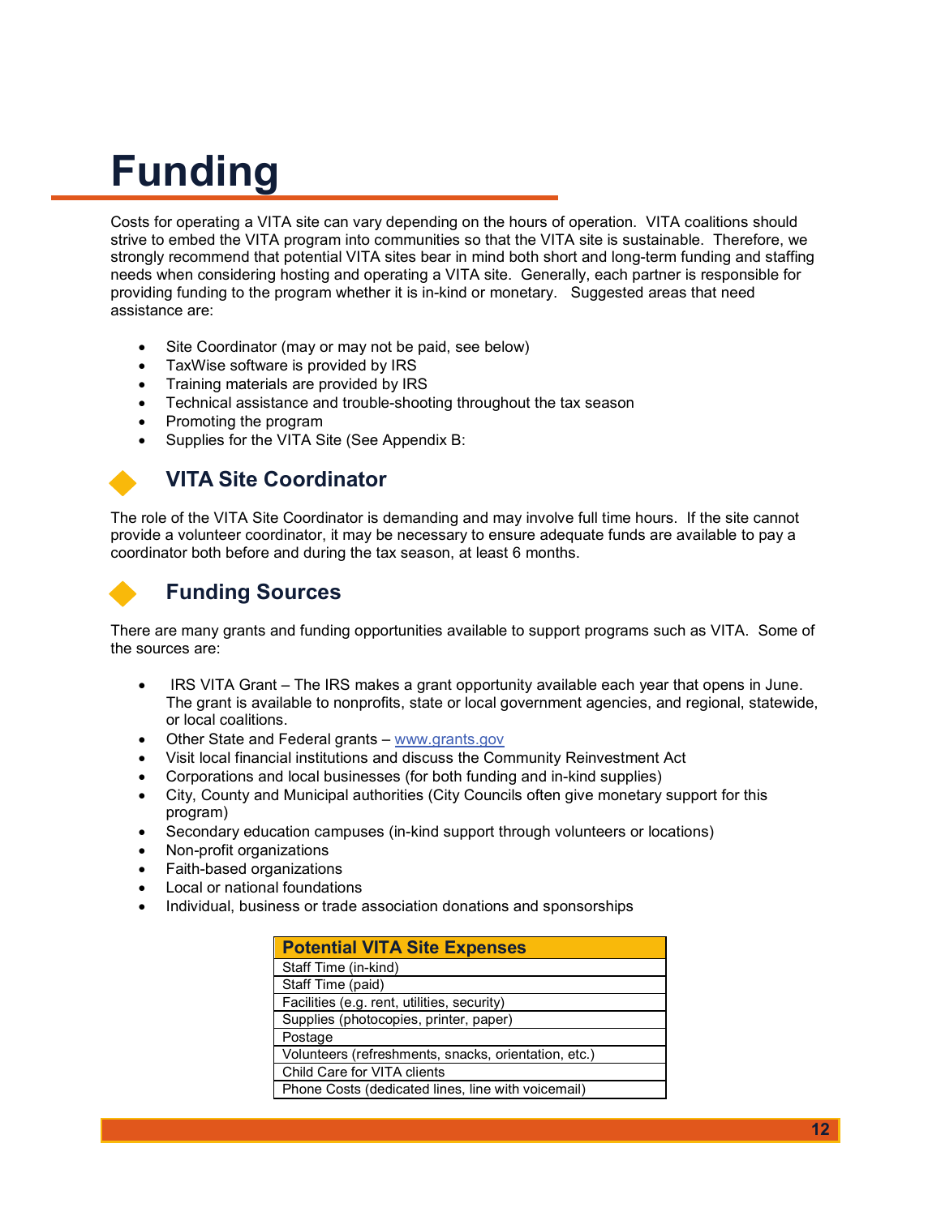# Funding

Costs for operating a VITA site can vary depending on the hours of operation. VITA coalitions should strive to embed the VITA program into communities so that the VITA site is sustainable. Therefore, we strongly recommend that potential VITA sites bear in mind both short and long-term funding and staffing needs when considering hosting and operating a VITA site. Generally, each partner is responsible for providing funding to the program whether it is in-kind or monetary. Suggested areas that need assistance are:

- Site Coordinator (may or may not be paid, see below)
- TaxWise software is provided by IRS
- Training materials are provided by IRS
- Technical assistance and trouble-shooting throughout the tax season
- Promoting the program
- Supplies for the VITA Site (See Appendix B:

## VITA Site Coordinator

The role of the VITA Site Coordinator is demanding and may involve full time hours. If the site cannot provide a volunteer coordinator, it may be necessary to ensure adequate funds are available to pay a coordinator both before and during the tax season, at least 6 months.

## Funding Sources

There are many grants and funding opportunities available to support programs such as VITA. Some of the sources are:

- IRS VITA Grant – The IRS makes a grant opportunity available each year that opens in June. The grant is available to nonprofits, state or local government agencies, and regional, statewide, or local coalitions.
- Other State and Federal grants – www.grants.gov
- Visit local financial institutions and discuss the Community Reinvestment Act
- Corporations and local businesses (for both funding and in-kind supplies)
- City, County and Municipal authorities (City Councils often give monetary support for this program)
- Secondary education campuses (in-kind support through volunteers or locations)
- Non-profit organizations
- Faith-based organizations
- Local or national foundations
- Individual, business or trade association donations and sponsorships

| Potential VITA Site Expenses |
|---|
| Staff Time (in-kind) |
| Staff Time (paid) |
| Facilities (e.g. rent, utilities, security) |
| Supplies (photocopies, printer, paper) |
| Postage |
| Volunteers (refreshments, snacks, orientation, etc.) |
| Child Care for VITA clients |
| Phone Costs (dedicated lines, line with voicemail) |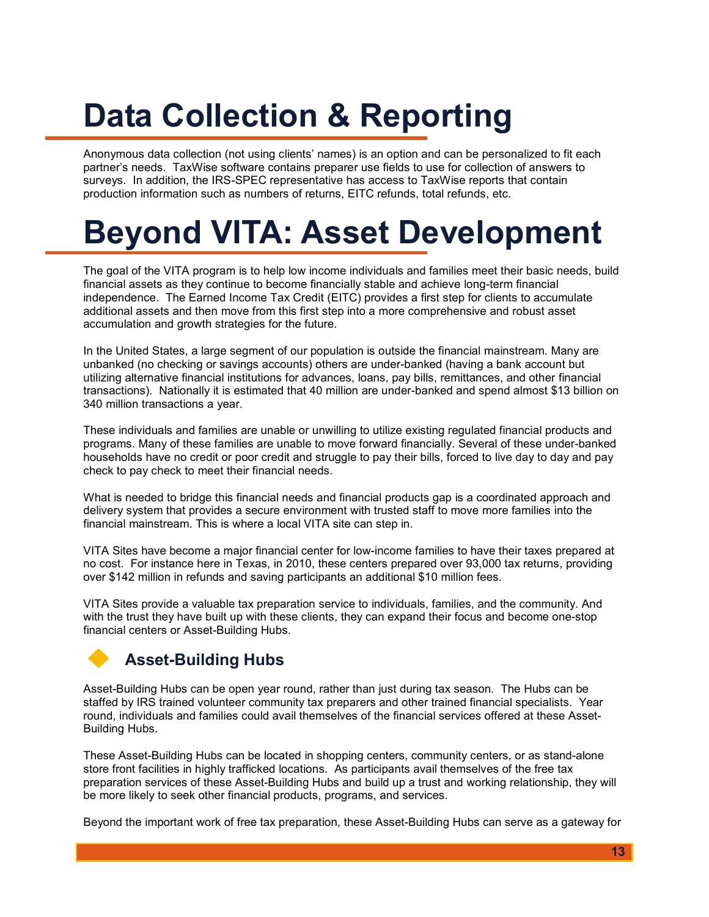# Data Collection & Reporting

Anonymous data collection (not using clients' names) is an option and can be personalized to fit each partner's needs. TaxWise software contains preparer use fields to use for collection of answers to surveys. In addition, the IRS-SPEC representative has access to TaxWise reports that contain production information such as numbers of returns, EITC refunds, total refunds, etc.

# Beyond VITA: Asset Development

The goal of the VITA program is to help low income individuals and families meet their basic needs, build financial assets as they continue to become financially stable and achieve long-term financial independence. The Earned Income Tax Credit (EITC) provides a first step for clients to accumulate additional assets and then move from this first step into a more comprehensive and robust asset accumulation and growth strategies for the future.

In the United States, a large segment of our population is outside the financial mainstream. Many are unbanked (no checking or savings accounts) others are under-banked (having a bank account but utilizing alternative financial institutions for advances, loans, pay bills, remittances, and other financial transactions). Nationally it is estimated that 40 million are under-banked and spend almost $13 billion on 340 million transactions a year.

These individuals and families are unable or unwilling to utilize existing regulated financial products and programs. Many of these families are unable to move forward financially. Several of these under-banked households have no credit or poor credit and struggle to pay their bills, forced to live day to day and pay check to pay check to meet their financial needs.

What is needed to bridge this financial needs and financial products gap is a coordinated approach and delivery system that provides a secure environment with trusted staff to move more families into the financial mainstream. This is where a local VITA site can step in.

VITA Sites have become a major financial center for low-income families to have their taxes prepared at no cost. For instance here in Texas, in 2010, these centers prepared over 93,000 tax returns, providing over $142 million in refunds and saving participants an additional $10 million fees.

VITA Sites provide a valuable tax preparation service to individuals, families, and the community. And with the trust they have built up with these clients, they can expand their focus and become one-stop financial centers or Asset-Building Hubs.

## Asset-Building Hubs

Asset-Building Hubs can be open year round, rather than just during tax season. The Hubs can be staffed by IRS trained volunteer community tax preparers and other trained financial specialists. Year round, individuals and families could avail themselves of the financial services offered at these Asset-Building Hubs.

These Asset-Building Hubs can be located in shopping centers, community centers, or as stand-alone store front facilities in highly trafficked locations. As participants avail themselves of the free tax preparation services of these Asset-Building Hubs and build up a trust and working relationship, they will be more likely to seek other financial products, programs, and services.

Beyond the important work of free tax preparation, these Asset-Building Hubs can serve as a gateway for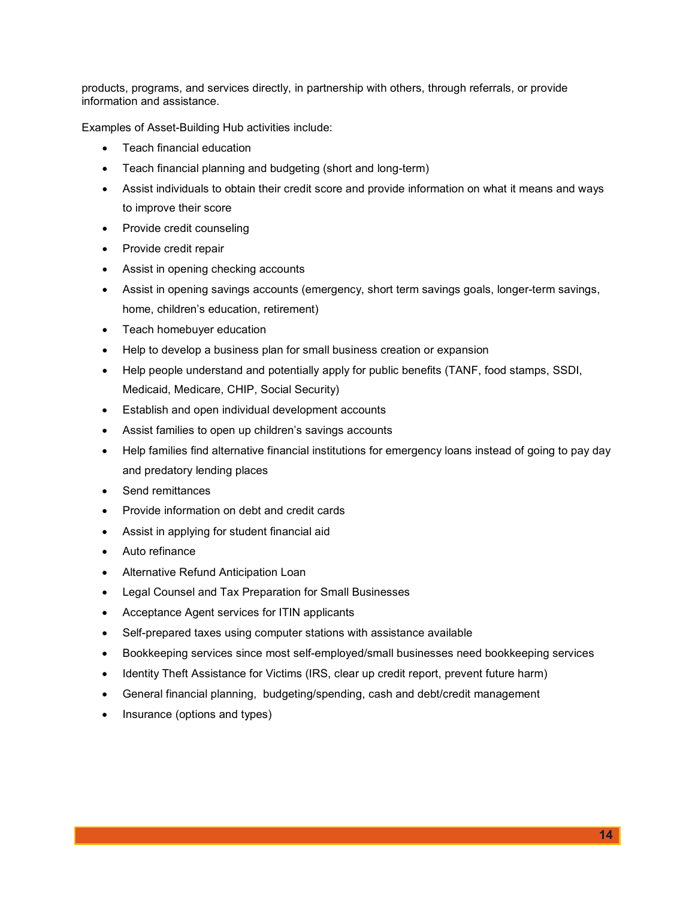products, programs, and services directly, in partnership with others, through referrals, or provide information and assistance.

Examples of Asset-Building Hub activities include:

- Teach financial education
- Teach financial planning and budgeting (short and long-term)
- Assist individuals to obtain their credit score and provide information on what it means and ways to improve their score
- Provide credit counseling
- Provide credit repair
- Assist in opening checking accounts
- Assist in opening savings accounts (emergency, short term savings goals, longer-term savings, home, children's education, retirement)
- Teach homebuyer education
- Help to develop a business plan for small business creation or expansion
- Help people understand and potentially apply for public benefits (TANF, food stamps, SSDI, Medicaid, Medicare, CHIP, Social Security)
- Establish and open individual development accounts
- Assist families to open up children's savings accounts
- Help families find alternative financial institutions for emergency loans instead of going to pay day and predatory lending places
- Send remittances
- Provide information on debt and credit cards
- Assist in applying for student financial aid
- Auto refinance
- Alternative Refund Anticipation Loan
- Legal Counsel and Tax Preparation for Small Businesses
- Acceptance Agent services for ITIN applicants
- Self-prepared taxes using computer stations with assistance available
- Bookkeeping services since most self-employed/small businesses need bookkeeping services
- Identity Theft Assistance for Victims (IRS, clear up credit report, prevent future harm)
- General financial planning, budgeting/spending, cash and debt/credit management
- Insurance (options and types)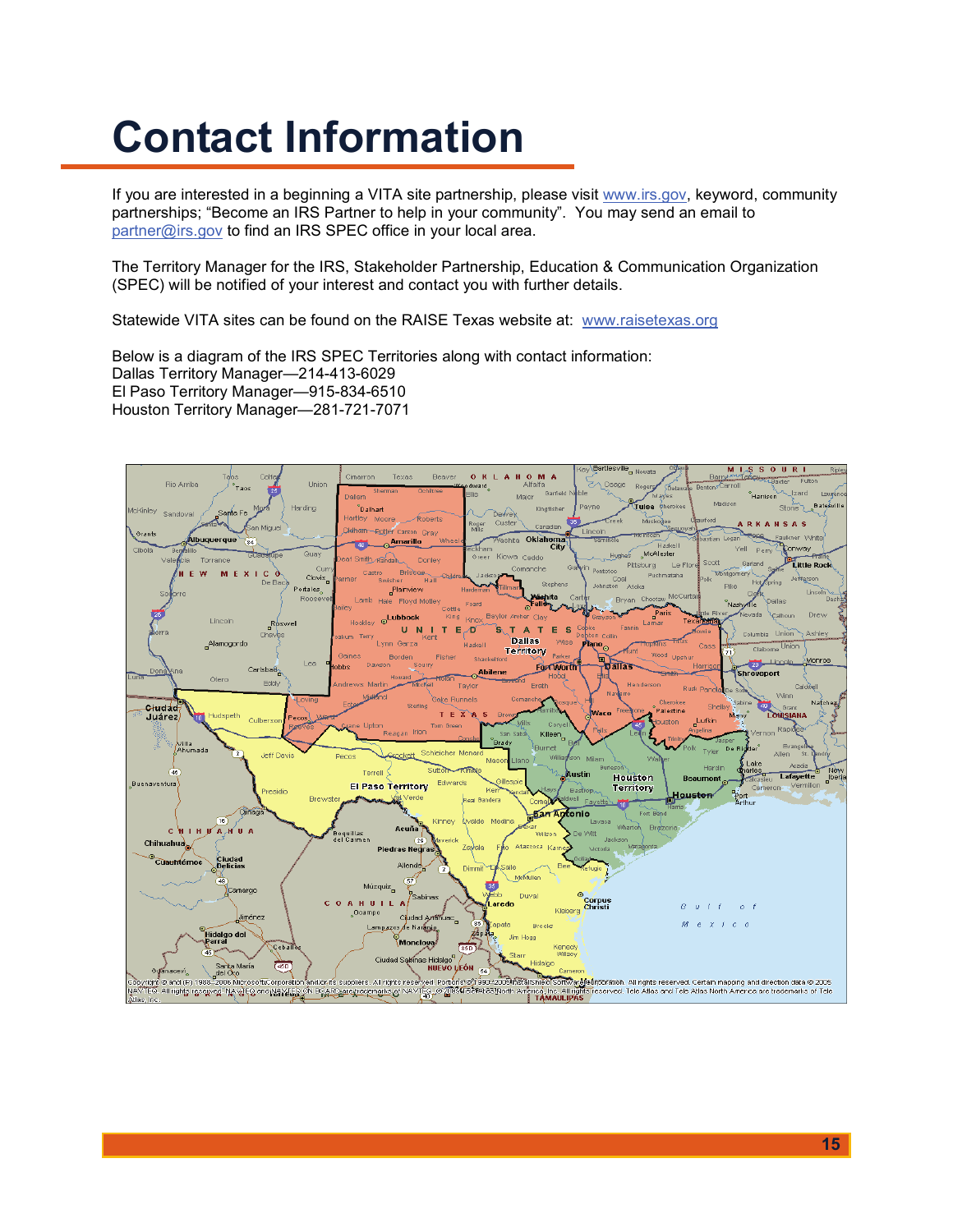# Contact Information

If you are interested in a beginning a VITA site partnership, please visit [www.irs.gov](http://www.irs.gov), keyword, community partnerships; “Become an IRS Partner to help in your community”. You may send an email to [partner@irs.gov](mailto:partner@irs.gov) to find an IRS SPEC office in your local area.

The Territory Manager for the IRS, Stakeholder Partnership, Education & Communication Organization (SPEC) will be notified of your interest and contact you with further details.

Statewide VITA sites can be found on the RAISE Texas website at: [www.raisetexas.org](http://www.raisetexas.org)

Below is a diagram of the IRS SPEC Territories along with contact information:
Dallas Territory Manager—214-413-6029
El Paso Territory Manager—915-834-6510
Houston Territory Manager—281-721-7071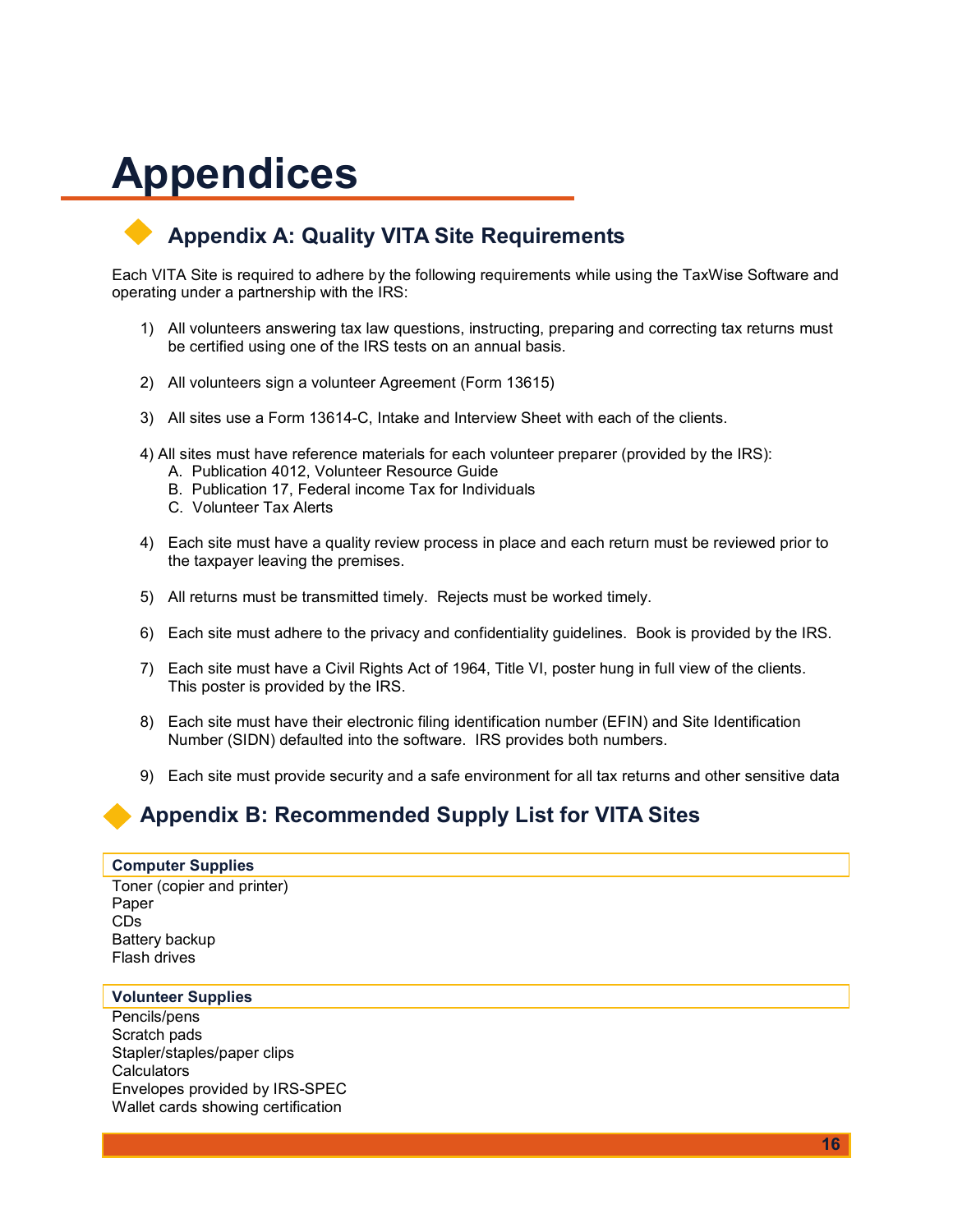# Appendices

## Appendix A: Quality VITA Site Requirements

Each VITA Site is required to adhere by the following requirements while using the TaxWise Software and operating under a partnership with the IRS:

1) All volunteers answering tax law questions, instructing, preparing and correcting tax returns must be certified using one of the IRS tests on an annual basis.

2) All volunteers sign a volunteer Agreement (Form 13615)

3) All sites use a Form 13614-C, Intake and Interview Sheet with each of the clients.

4) All sites must have reference materials for each volunteer preparer (provided by the IRS):
   A. Publication 4012, Volunteer Resource Guide
   B. Publication 17, Federal income Tax for Individuals
   C. Volunteer Tax Alerts

4) Each site must have a quality review process in place and each return must be reviewed prior to the taxpayer leaving the premises.

5) All returns must be transmitted timely. Rejects must be worked timely.

6) Each site must adhere to the privacy and confidentiality guidelines. Book is provided by the IRS.

7) Each site must have a Civil Rights Act of 1964, Title VI, poster hung in full view of the clients. This poster is provided by the IRS.

8) Each site must have their electronic filing identification number (EFIN) and Site Identification Number (SIDN) defaulted into the software. IRS provides both numbers.

9) Each site must provide security and a safe environment for all tax returns and other sensitive data

## Appendix B: Recommended Supply List for VITA Sites

**Computer Supplies**

Toner (copier and printer)
Paper
CDs
Battery backup
Flash drives

**Volunteer Supplies**

Pencils/pens
Scratch pads
Stapler/staples/paper clips
Calculators
Envelopes provided by IRS-SPEC
Wallet cards showing certification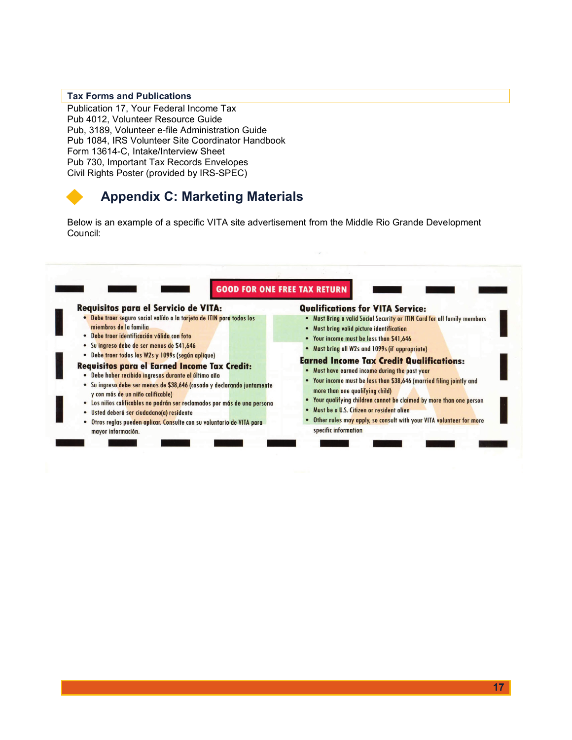**Tax Forms and Publications**

Publication 17, Your Federal Income Tax
Pub 4012, Volunteer Resource Guide
Pub, 3189, Volunteer e-file Administration Guide
Pub 1084, IRS Volunteer Site Coordinator Handbook
Form 13614-C, Intake/Interview Sheet
Pub 730, Important Tax Records Envelopes
Civil Rights Poster (provided by IRS-SPEC)

## Appendix C: Marketing Materials

Below is an example of a specific VITA site advertisement from the Middle Rio Grande Development Council:

**GOOD FOR ONE FREE TAX RETURN**

**Requisitos para el Servicio de VITA:**

- Debe traer seguro social valido o la tarjeta de ITIN para todos los miembros de la familia
- Debe traer identificación válida con foto
- Su ingreso debe de ser menos de $41,646
- Debe traer todos los W2s y 1099s (según aplique)

**Requisitos para el Earned Income Tax Credit:**

- Debe haber recibido ingresos durante el último año
- Su ingreso debe ser menos de $38,646 (casado y declarando juntamente y con más de un niño calificable)
- Los niños calificables no podrán ser reclamados por más de una persona
- Usted deberá ser ciudadano(a) residente
- Otras reglas pueden aplicar. Consulte con su voluntario de VITA para mayor información.

**Qualifications for VITA Service:**

- Must Bring a valid Social Security or ITIN Card for all family members
- Must bring valid picture identification
- Your income must be less than $41,646
- Must bring all W2s and 1099s (if appropriate)

**Earned Income Tax Credit Qualifications:**

- Must have earned income during the past year
- Your income must be less than $38,646 (married filing jointly and more than one qualifying child)
- Your qualifying children cannot be claimed by more than one person
- Must be a U.S. Citizen or resident alien
- Other rules may apply, so consult with your VITA volunteer for more specific information